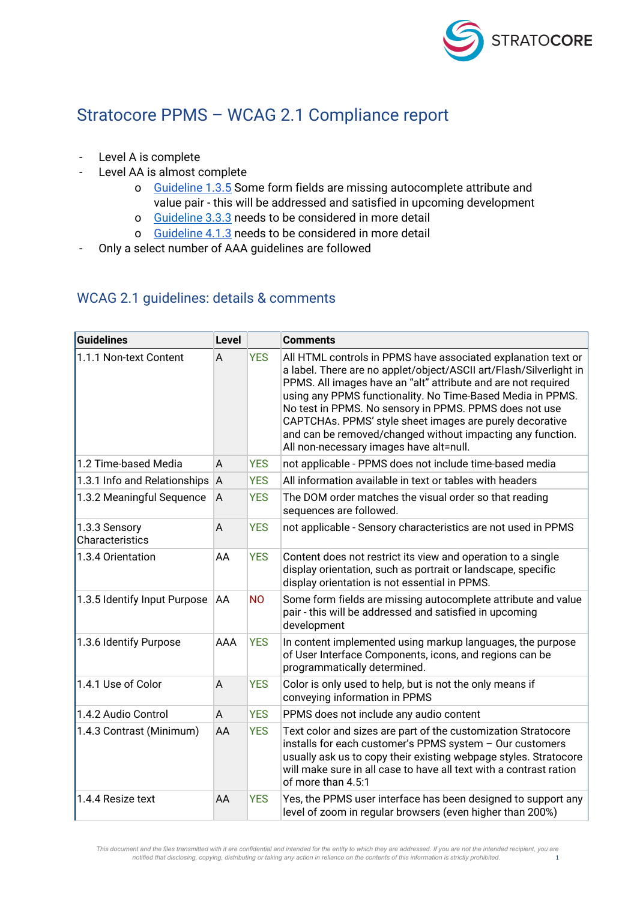# Stratocore PPMS – WCAG 2.1 Compliance report

- Level A is complete
- Level AA is almost complete
    - Guideline 1.3.5 Some form fields are missing autocomplete attribute and value pair - this will be addressed and satisfied in upcoming development
    - Guideline 3.3.3 needs to be considered in more detail
    - Guideline 4.1.3 needs to be considered in more detail
- Only a select number of AAA guidelines are followed

## WCAG 2.1 guidelines: details & comments

| Guidelines | Level | | Comments |
|---|---|---|---|
| 1.1.1 Non-text Content | A | YES | All HTML controls in PPMS have associated explanation text or a label. There are no applet/object/ASCII art/Flash/Silverlight in PPMS. All images have an "alt" attribute and are not required using any PPMS functionality. No Time-Based Media in PPMS. No test in PPMS. No sensory in PPMS. PPMS does not use CAPTCHAs. PPMS' style sheet images are purely decorative and can be removed/changed without impacting any function. All non-necessary images have alt=null. |
| 1.2 Time-based Media | A | YES | not applicable - PPMS does not include time-based media |
| 1.3.1 Info and Relationships | A | YES | All information available in text or tables with headers |
| 1.3.2 Meaningful Sequence | A | YES | The DOM order matches the visual order so that reading sequences are followed. |
| 1.3.3 Sensory Characteristics | A | YES | not applicable - Sensory characteristics are not used in PPMS |
| 1.3.4 Orientation | AA | YES | Content does not restrict its view and operation to a single display orientation, such as portrait or landscape, specific display orientation is not essential in PPMS. |
| 1.3.5 Identify Input Purpose | AA | NO | Some form fields are missing autocomplete attribute and value pair - this will be addressed and satisfied in upcoming development |
| 1.3.6 Identify Purpose | AAA | YES | In content implemented using markup languages, the purpose of User Interface Components, icons, and regions can be programmatically determined. |
| 1.4.1 Use of Color | A | YES | Color is only used to help, but is not the only means if conveying information in PPMS |
| 1.4.2 Audio Control | A | YES | PPMS does not include any audio content |
| 1.4.3 Contrast (Minimum) | AA | YES | Text color and sizes are part of the customization Stratocore installs for each customer's PPMS system – Our customers usually ask us to copy their existing webpage styles. Stratocore will make sure in all case to have all text with a contrast ration of more than 4.5:1 |
| 1.4.4 Resize text | AA | YES | Yes, the PPMS user interface has been designed to support any level of zoom in regular browsers (even higher than 200%) |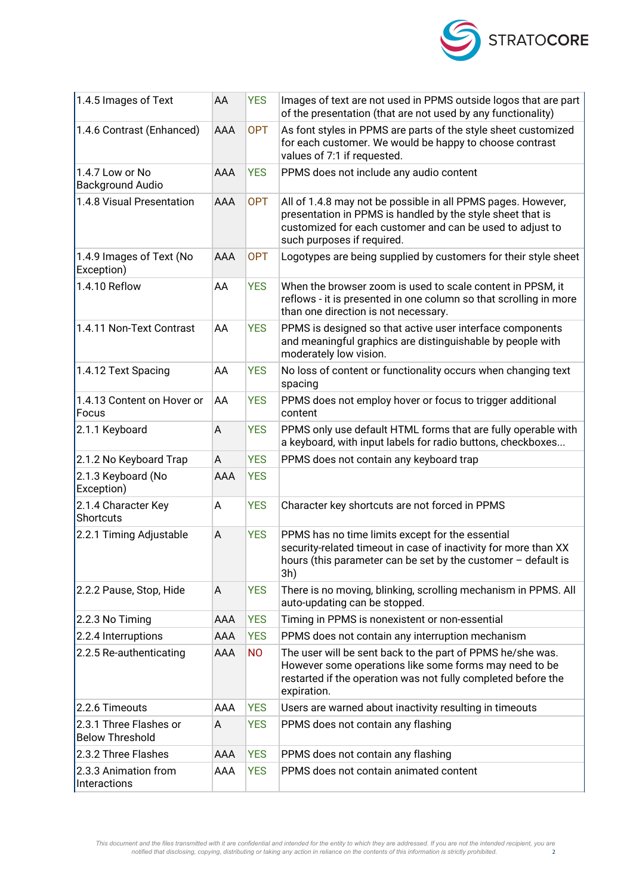| 1.4.5 Images of Text | AA | YES | Images of text are not used in PPMS outside logos that are part of the presentation (that are not used by any functionality) |
|---|---|---|---|
| 1.4.6 Contrast (Enhanced) | AAA | OPT | As font styles in PPMS are parts of the style sheet customized for each customer. We would be happy to choose contrast values of 7:1 if requested. |
| 1.4.7 Low or No Background Audio | AAA | YES | PPMS does not include any audio content |
| 1.4.8 Visual Presentation | AAA | OPT | All of 1.4.8 may not be possible in all PPMS pages. However, presentation in PPMS is handled by the style sheet that is customized for each customer and can be used to adjust to such purposes if required. |
| 1.4.9 Images of Text (No Exception) | AAA | OPT | Logotypes are being supplied by customers for their style sheet |
| 1.4.10 Reflow | AA | YES | When the browser zoom is used to scale content in PPSM, it reflows - it is presented in one column so that scrolling in more than one direction is not necessary. |
| 1.4.11 Non-Text Contrast | AA | YES | PPMS is designed so that active user interface components and meaningful graphics are distinguishable by people with moderately low vision. |
| 1.4.12 Text Spacing | AA | YES | No loss of content or functionality occurs when changing text spacing |
| 1.4.13 Content on Hover or Focus | AA | YES | PPMS does not employ hover or focus to trigger additional content |
| 2.1.1 Keyboard | A | YES | PPMS only use default HTML forms that are fully operable with a keyboard, with input labels for radio buttons, checkboxes... |
| 2.1.2 No Keyboard Trap | A | YES | PPMS does not contain any keyboard trap |
| 2.1.3 Keyboard (No Exception) | AAA | YES | |
| 2.1.4 Character Key Shortcuts | A | YES | Character key shortcuts are not forced in PPMS |
| 2.2.1 Timing Adjustable | A | YES | PPMS has no time limits except for the essential security-related timeout in case of inactivity for more than XX hours (this parameter can be set by the customer – default is 3h) |
| 2.2.2 Pause, Stop, Hide | A | YES | There is no moving, blinking, scrolling mechanism in PPMS. All auto-updating can be stopped. |
| 2.2.3 No Timing | AAA | YES | Timing in PPMS is nonexistent or non-essential |
| 2.2.4 Interruptions | AAA | YES | PPMS does not contain any interruption mechanism |
| 2.2.5 Re-authenticating | AAA | NO | The user will be sent back to the part of PPMS he/she was. However some operations like some forms may need to be restarted if the operation was not fully completed before the expiration. |
| 2.2.6 Timeouts | AAA | YES | Users are warned about inactivity resulting in timeouts |
| 2.3.1 Three Flashes or Below Threshold | A | YES | PPMS does not contain any flashing |
| 2.3.2 Three Flashes | AAA | YES | PPMS does not contain any flashing |
| 2.3.3 Animation from Interactions | AAA | YES | PPMS does not contain animated content |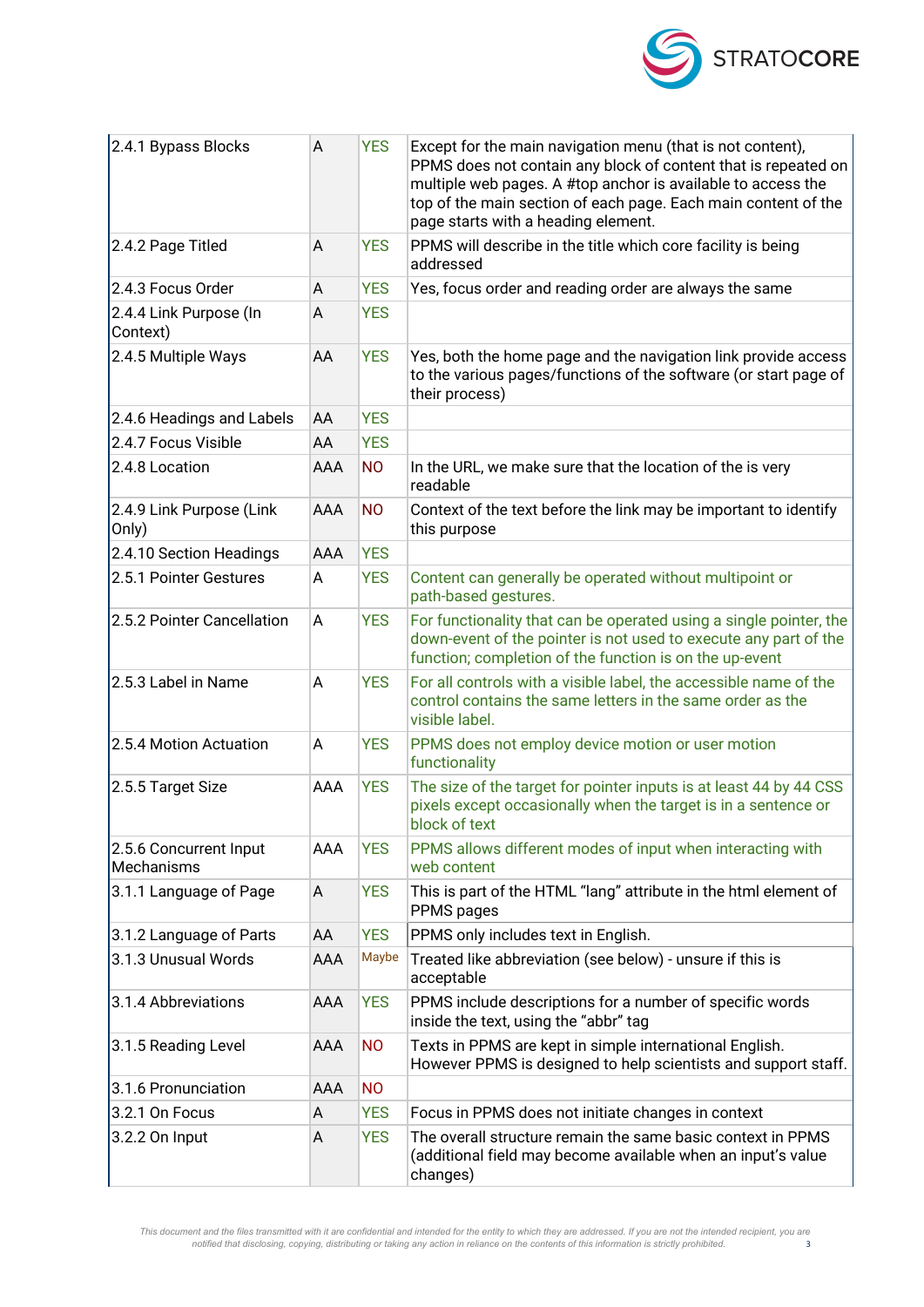| 2.4.1 Bypass Blocks | A | YES | Except for the main navigation menu (that is not content), PPMS does not contain any block of content that is repeated on multiple web pages. A #top anchor is available to access the top of the main section of each page. Each main content of the page starts with a heading element. |
|---|---|---|---|
| 2.4.2 Page Titled | A | YES | PPMS will describe in the title which core facility is being addressed |
| 2.4.3 Focus Order | A | YES | Yes, focus order and reading order are always the same |
| 2.4.4 Link Purpose (In Context) | A | YES | |
| 2.4.5 Multiple Ways | AA | YES | Yes, both the home page and the navigation link provide access to the various pages/functions of the software (or start page of their process) |
| 2.4.6 Headings and Labels | AA | YES | |
| 2.4.7 Focus Visible | AA | YES | |
| 2.4.8 Location | AAA | NO | In the URL, we make sure that the location of the is very readable |
| 2.4.9 Link Purpose (Link Only) | AAA | NO | Context of the text before the link may be important to identify this purpose |
| 2.4.10 Section Headings | AAA | YES | |
| 2.5.1 Pointer Gestures | A | YES | Content can generally be operated without multipoint or path-based gestures. |
| 2.5.2 Pointer Cancellation | A | YES | For functionality that can be operated using a single pointer, the down-event of the pointer is not used to execute any part of the function; completion of the function is on the up-event |
| 2.5.3 Label in Name | A | YES | For all controls with a visible label, the accessible name of the control contains the same letters in the same order as the visible label. |
| 2.5.4 Motion Actuation | A | YES | PPMS does not employ device motion or user motion functionality |
| 2.5.5 Target Size | AAA | YES | The size of the target for pointer inputs is at least 44 by 44 CSS pixels except occasionally when the target is in a sentence or block of text |
| 2.5.6 Concurrent Input Mechanisms | AAA | YES | PPMS allows different modes of input when interacting with web content |
| 3.1.1 Language of Page | A | YES | This is part of the HTML "lang" attribute in the html element of PPMS pages |
| 3.1.2 Language of Parts | AA | YES | PPMS only includes text in English. |
| 3.1.3 Unusual Words | AAA | Maybe | Treated like abbreviation (see below) - unsure if this is acceptable |
| 3.1.4 Abbreviations | AAA | YES | PPMS include descriptions for a number of specific words inside the text, using the "abbr" tag |
| 3.1.5 Reading Level | AAA | NO | Texts in PPMS are kept in simple international English. However PPMS is designed to help scientists and support staff. |
| 3.1.6 Pronunciation | AAA | NO | |
| 3.2.1 On Focus | A | YES | Focus in PPMS does not initiate changes in context |
| 3.2.2 On Input | A | YES | The overall structure remain the same basic context in PPMS (additional field may become available when an input's value changes) |

*This document and the files transmitted with it are confidential and intended for the entity to which they are addressed. If you are not the intended recipient, you are notified that disclosing, copying, distributing or taking any action in reliance on the contents of this information is strictly prohibited.*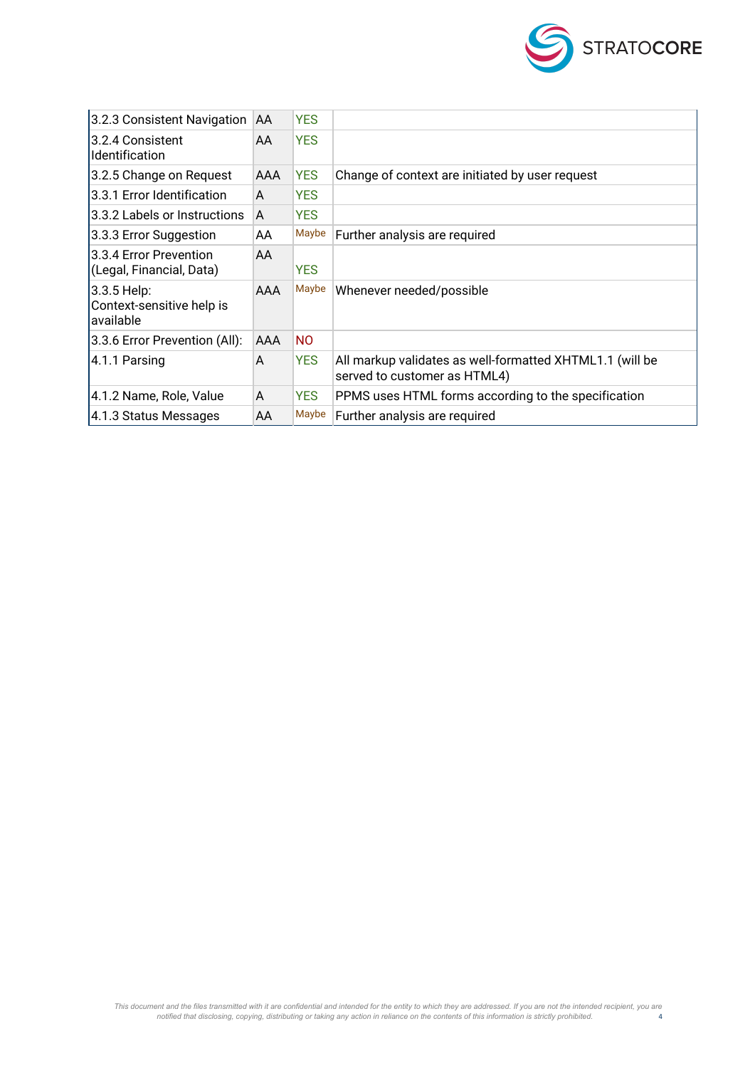| | | | |
|---|---|---|---|
| 3.2.3 Consistent Navigation | AA | YES | |
| 3.2.4 Consistent Identification | AA | YES | |
| 3.2.5 Change on Request | AAA | YES | Change of context are initiated by user request |
| 3.3.1 Error Identification | A | YES | |
| 3.3.2 Labels or Instructions | A | YES | |
| 3.3.3 Error Suggestion | AA | Maybe | Further analysis are required |
| 3.3.4 Error Prevention (Legal, Financial, Data) | AA | YES | |
| 3.3.5 Help: Context-sensitive help is available | AAA | Maybe | Whenever needed/possible |
| 3.3.6 Error Prevention (All): | AAA | NO | |
| 4.1.1 Parsing | A | YES | All markup validates as well-formatted XHTML1.1 (will be served to customer as HTML4) |
| 4.1.2 Name, Role, Value | A | YES | PPMS uses HTML forms according to the specification |
| 4.1.3 Status Messages | AA | Maybe | Further analysis are required |

*This document and the files transmitted with it are confidential and intended for the entity to which they are addressed. If you are not the intended recipient, you are notified that disclosing, copying, distributing or taking any action in reliance on the contents of this information is strictly prohibited.*